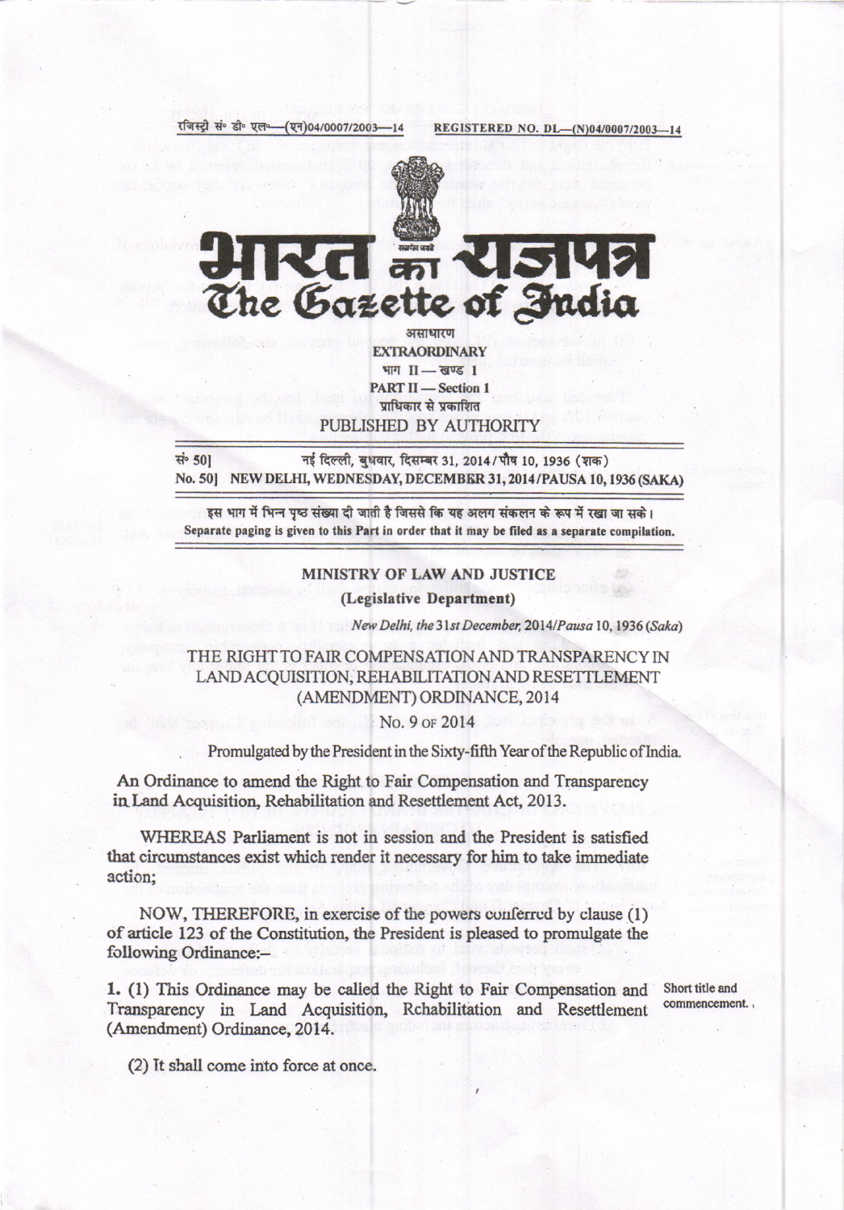रजिस्ट्री सं॰ डी॰ एल॰—(एन)04/0007/2003—14 REGISTERED NO. DL—(N)04/0007/2003—14

# भारत का राजपत्र
# The Gazette of India

असाधारण
**EXTRAORDINARY**
भाग II — खण्ड 1
**PART II — Section 1**
प्राधिकार से प्रकाशित
**PUBLISHED BY AUTHORITY**

सं॰ 50] नई दिल्ली, बुधवार, दिसम्बर 31, 2014/पौष 10, 1936 (शक)
**No. 50] NEW DELHI, WEDNESDAY, DECEMBER 31, 2014/PAUSA 10, 1936 (SAKA)**

इस भाग में भिन्न पृष्ठ संख्या दी जाती है जिससे कि यह अलग संकलन के रूप में रखा जा सके।
Separate paging is given to this Part in order that it may be filed as a separate compilation.

## MINISTRY OF LAW AND JUSTICE
## (Legislative Department)

*New Delhi, the 31st December, 2014/Pausa 10, 1936 (Saka)*

## THE RIGHT TO FAIR COMPENSATION AND TRANSPARENCY IN LAND ACQUISITION, REHABILITATION AND RESETTLEMENT (AMENDMENT) ORDINANCE, 2014

No. 9 OF 2014

Promulgated by the President in the Sixty-fifth Year of the Republic of India.

An Ordinance to amend the Right to Fair Compensation and Transparency in Land Acquisition, Rehabilitation and Resettlement Act, 2013.

WHEREAS Parliament is not in session and the President is satisfied that circumstances exist which render it necessary for him to take immediate action;

NOW, THEREFORE, in exercise of the powers conferred by clause (1) of article 123 of the Constitution, the President is pleased to promulgate the following Ordinance:—

Short title and commencement.

**1.** (1) This Ordinance may be called the Right to Fair Compensation and Transparency in Land Acquisition, Rehabilitation and Resettlement (Amendment) Ordinance, 2014.

(2) It shall come into force at once.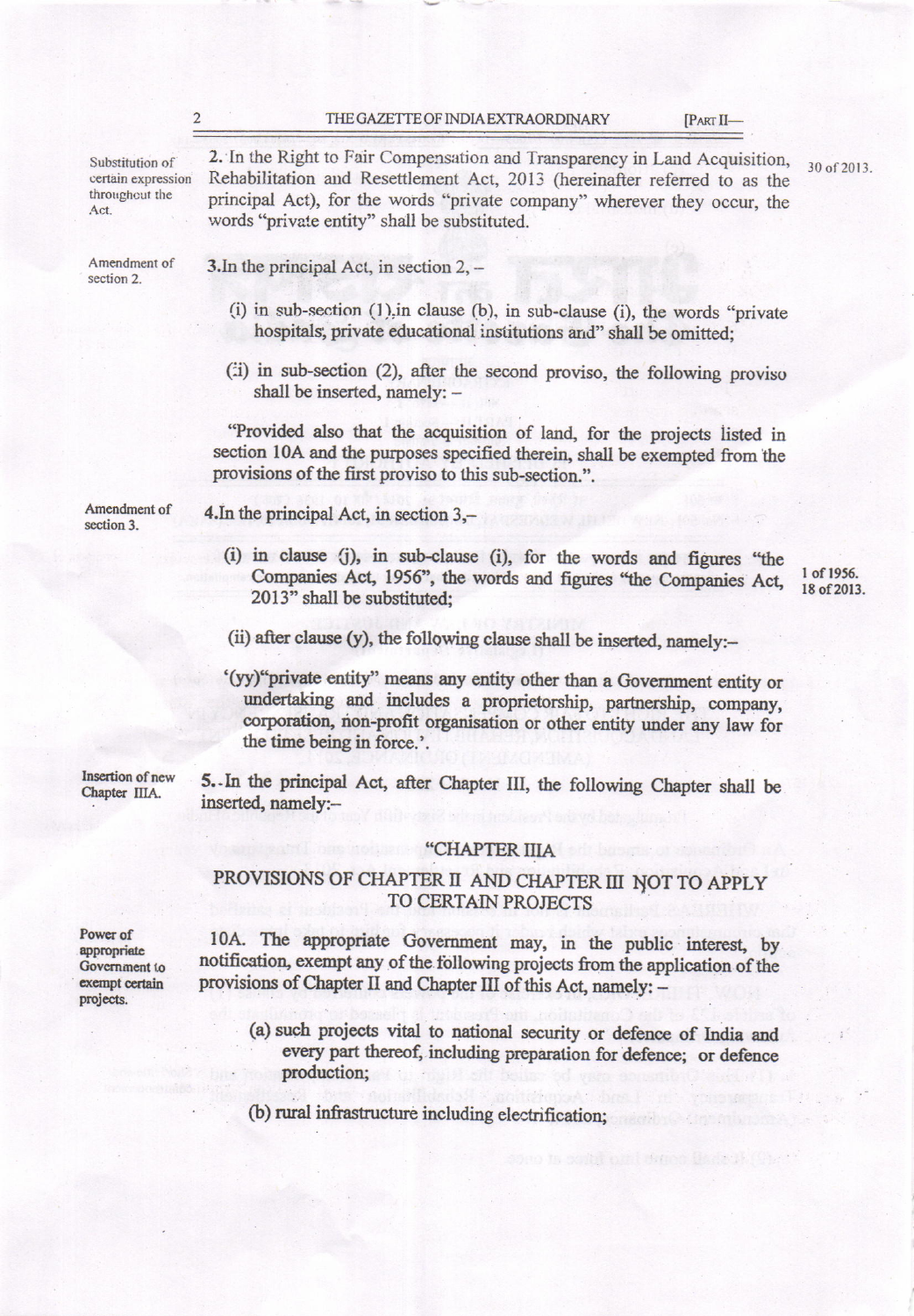Substitution of certain expression throughout the Act.

2. In the Right to Fair Compensation and Transparency in Land Acquisition, Rehabilitation and Resettlement Act, 2013 (hereinafter referred to as the principal Act), for the words "private company" wherever they occur, the words "private entity" shall be substituted.

30 of 2013.

Amendment of section 2.

3. In the principal Act, in section 2, –

(i) in sub-section (1), in clause (b), in sub-clause (i), the words "private hospitals, private educational institutions and" shall be omitted;

(ii) in sub-section (2), after the second proviso, the following proviso shall be inserted, namely: –

"Provided also that the acquisition of land, for the projects listed in section 10A and the purposes specified therein, shall be exempted from the provisions of the first proviso to this sub-section.".

Amendment of section 3.

4. In the principal Act, in section 3,–

(i) in clause (j), in sub-clause (i), for the words and figures "the Companies Act, 1956", the words and figures "the Companies Act, 2013" shall be substituted;

1 of 1956.
18 of 2013.

(ii) after clause (y), the following clause shall be inserted, namely:–

'(yy) "private entity" means any entity other than a Government entity or undertaking and includes a proprietorship, partnership, company, corporation, non-profit organisation or other entity under any law for the time being in force.'.

Insertion of new Chapter IIIA.

5. In the principal Act, after Chapter III, the following Chapter shall be inserted, namely:–

## "CHAPTER IIIA

## PROVISIONS OF CHAPTER II AND CHAPTER III NOT TO APPLY TO CERTAIN PROJECTS

Power of appropriate Government to exempt certain projects.

10A. The appropriate Government may, in the public interest, by notification, exempt any of the following projects from the application of the provisions of Chapter II and Chapter III of this Act, namely: –

(a) such projects vital to national security or defence of India and every part thereof, including preparation for defence; or defence production;

(b) rural infrastructure including electrification;